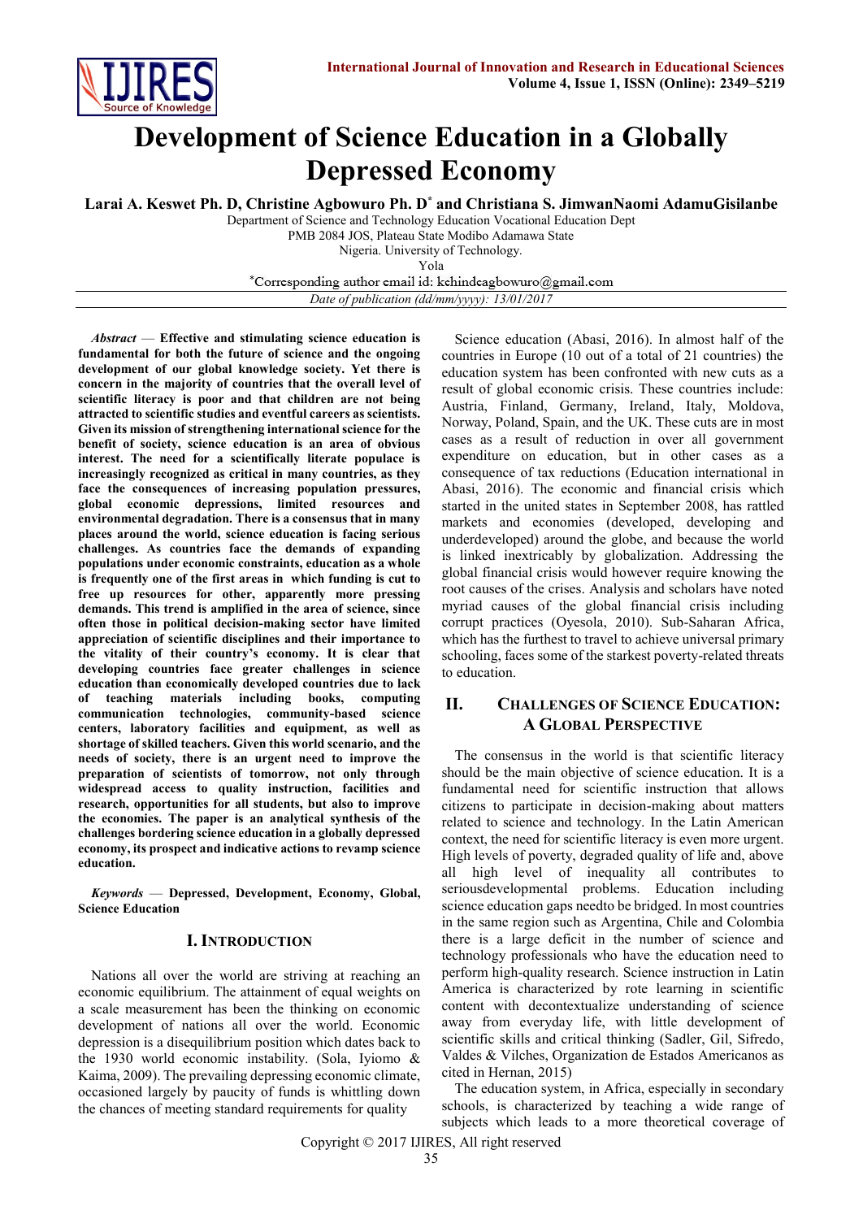# Development of Science Education in a Globally Depressed Economy

**Larai A. Keswet Ph. D, Christine Agbowuro Ph. D* and Christiana S. JimwanNaomi AdamuGisilanbe**

Department of Science and Technology Education Vocational Education Dept
PMB 2084 JOS, Plateau State Modibo Adamawa State
Nigeria. University of Technology.
Yola

*Corresponding author email id: kchindcagbowuro@gmail.com

*Date of publication (dd/mm/yyyy): 13/01/2017*

***Abstract*** — **Effective and stimulating science education is fundamental for both the future of science and the ongoing development of our global knowledge society. Yet there is concern in the majority of countries that the overall level of scientific literacy is poor and that children are not being attracted to scientific studies and eventful careers as scientists. Given its mission of strengthening international science for the benefit of society, science education is an area of obvious interest. The need for a scientifically literate populace is increasingly recognized as critical in many countries, as they face the consequences of increasing population pressures, global economic depressions, limited resources and environmental degradation. There is a consensus that in many places around the world, science education is facing serious challenges. As countries face the demands of expanding populations under economic constraints, education as a whole is frequently one of the first areas in which funding is cut to free up resources for other, apparently more pressing demands. This trend is amplified in the area of science, since often those in political decision-making sector have limited appreciation of scientific disciplines and their importance to the vitality of their country's economy. It is clear that developing countries face greater challenges in science education than economically developed countries due to lack of teaching materials including books, computing communication technologies, community-based science centers, laboratory facilities and equipment, as well as shortage of skilled teachers. Given this world scenario, and the needs of society, there is an urgent need to improve the preparation of scientists of tomorrow, not only through widespread access to quality instruction, facilities and research, opportunities for all students, but also to improve the economies. The paper is an analytical synthesis of the challenges bordering science education in a globally depressed economy, its prospect and indicative actions to revamp science education.**

***Keywords*** — **Depressed, Development, Economy, Global, Science Education**

## I. Introduction

Nations all over the world are striving at reaching an economic equilibrium. The attainment of equal weights on a scale measurement has been the thinking on economic development of nations all over the world. Economic depression is a disequilibrium position which dates back to the 1930 world economic instability. (Sola, Iyiomo & Kaima, 2009). The prevailing depressing economic climate, occasioned largely by paucity of funds is whittling down the chances of meeting standard requirements for quality Science education (Abasi, 2016). In almost half of the countries in Europe (10 out of a total of 21 countries) the education system has been confronted with new cuts as a result of global economic crisis. These countries include: Austria, Finland, Germany, Ireland, Italy, Moldova, Norway, Poland, Spain, and the UK. These cuts are in most cases as a result of reduction in over all government expenditure on education, but in other cases as a consequence of tax reductions (Education international in Abasi, 2016). The economic and financial crisis which started in the united states in September 2008, has rattled markets and economies (developed, developing and underdeveloped) around the globe, and because the world is linked inextricably by globalization. Addressing the global financial crisis would however require knowing the root causes of the crises. Analysis and scholars have noted myriad causes of the global financial crisis including corrupt practices (Oyesola, 2010). Sub-Saharan Africa, which has the furthest to travel to achieve universal primary schooling, faces some of the starkest poverty-related threats to education.

## II. Challenges of Science Education: A Global Perspective

The consensus in the world is that scientific literacy should be the main objective of science education. It is a fundamental need for scientific instruction that allows citizens to participate in decision-making about matters related to science and technology. In the Latin American context, the need for scientific literacy is even more urgent. High levels of poverty, degraded quality of life and, above all high level of inequality all contributes to seriousdevelopmental problems. Education including science education gaps needto be bridged. In most countries in the same region such as Argentina, Chile and Colombia there is a large deficit in the number of science and technology professionals who have the education need to perform high-quality research. Science instruction in Latin America is characterized by rote learning in scientific content with decontextualize understanding of science away from everyday life, with little development of scientific skills and critical thinking (Sadler, Gil, Sifredo, Valdes & Vilches, Organization de Estados Americanos as cited in Hernan, 2015)

The education system, in Africa, especially in secondary schools, is characterized by teaching a wide range of subjects which leads to a more theoretical coverage of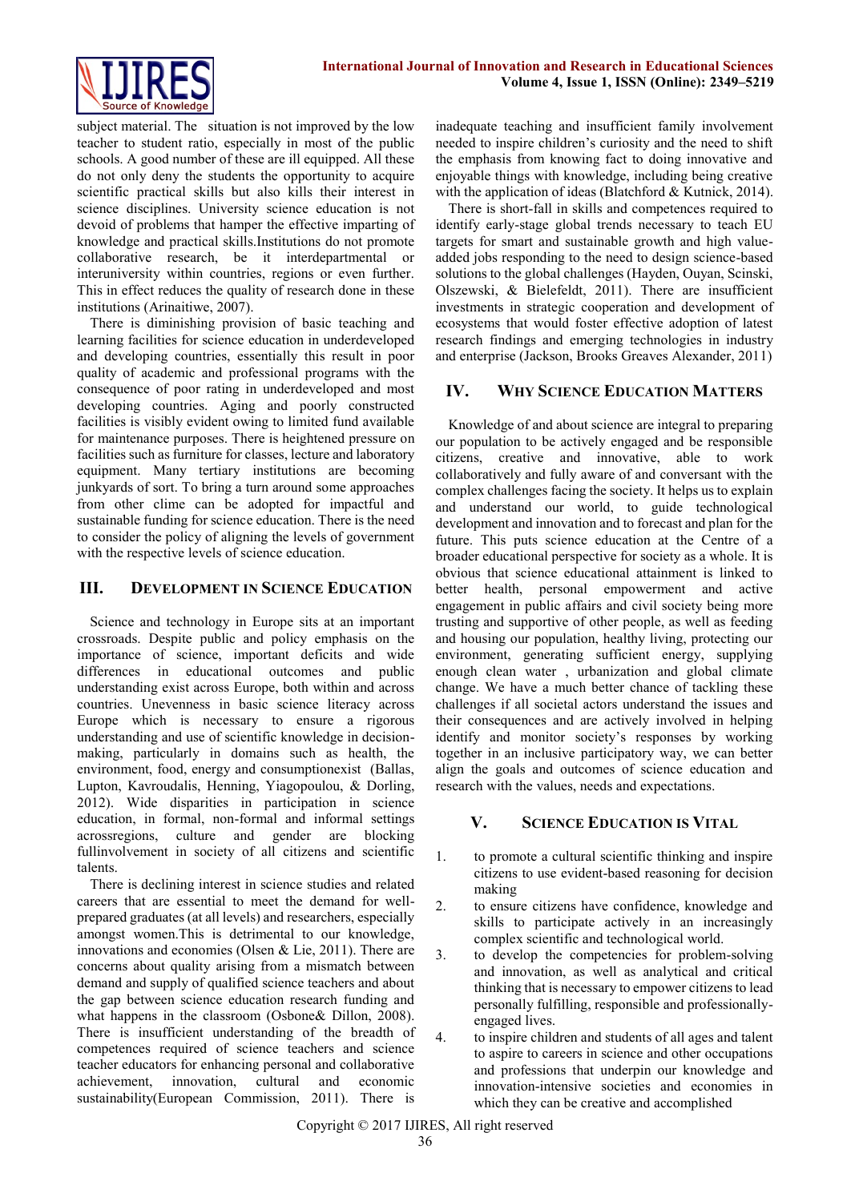subject material. The situation is not improved by the low teacher to student ratio, especially in most of the public schools. A good number of these are ill equipped. All these do not only deny the students the opportunity to acquire scientific practical skills but also kills their interest in science disciplines. University science education is not devoid of problems that hamper the effective imparting of knowledge and practical skills.Institutions do not promote collaborative research, be it interdepartmental or interuniversity within countries, regions or even further. This in effect reduces the quality of research done in these institutions (Arinaitiwe, 2007).

There is diminishing provision of basic teaching and learning facilities for science education in underdeveloped and developing countries, essentially this result in poor quality of academic and professional programs with the consequence of poor rating in underdeveloped and most developing countries. Aging and poorly constructed facilities is visibly evident owing to limited fund available for maintenance purposes. There is heightened pressure on facilities such as furniture for classes, lecture and laboratory equipment. Many tertiary institutions are becoming junkyards of sort. To bring a turn around some approaches from other clime can be adopted for impactful and sustainable funding for science education. There is the need to consider the policy of aligning the levels of government with the respective levels of science education.

## III. Development in Science Education

Science and technology in Europe sits at an important crossroads. Despite public and policy emphasis on the importance of science, important deficits and wide differences in educational outcomes and public understanding exist across Europe, both within and across countries. Unevenness in basic science literacy across Europe which is necessary to ensure a rigorous understanding and use of scientific knowledge in decision-making, particularly in domains such as health, the environment, food, energy and consumptionexist (Ballas, Lupton, Kavroudalis, Henning, Yiagopoulou, & Dorling, 2012). Wide disparities in participation in science education, in formal, non-formal and informal settings acrossregions, culture and gender are blocking fullinvolvement in society of all citizens and scientific talents.

There is declining interest in science studies and related careers that are essential to meet the demand for well-prepared graduates (at all levels) and researchers, especially amongst women.This is detrimental to our knowledge, innovations and economies (Olsen & Lie, 2011). There are concerns about quality arising from a mismatch between demand and supply of qualified science teachers and about the gap between science education research funding and what happens in the classroom (Osbone& Dillon, 2008). There is insufficient understanding of the breadth of competences required of science teachers and science teacher educators for enhancing personal and collaborative achievement, innovation, cultural and economic sustainability(European Commission, 2011). There is inadequate teaching and insufficient family involvement needed to inspire children's curiosity and the need to shift the emphasis from knowing fact to doing innovative and enjoyable things with knowledge, including being creative with the application of ideas (Blatchford & Kutnick, 2014).

There is short-fall in skills and competences required to identify early-stage global trends necessary to teach EU targets for smart and sustainable growth and high value-added jobs responding to the need to design science-based solutions to the global challenges (Hayden, Ouyan, Scinski, Olszewski, & Bielefeldt, 2011). There are insufficient investments in strategic cooperation and development of ecosystems that would foster effective adoption of latest research findings and emerging technologies in industry and enterprise (Jackson, Brooks Greaves Alexander, 2011)

## IV. Why Science Education Matters

Knowledge of and about science are integral to preparing our population to be actively engaged and be responsible citizens, creative and innovative, able to work collaboratively and fully aware of and conversant with the complex challenges facing the society. It helps us to explain and understand our world, to guide technological development and innovation and to forecast and plan for the future. This puts science education at the Centre of a broader educational perspective for society as a whole. It is obvious that science educational attainment is linked to better health, personal empowerment and active engagement in public affairs and civil society being more trusting and supportive of other people, as well as feeding and housing our population, healthy living, protecting our environment, generating sufficient energy, supplying enough clean water , urbanization and global climate change. We have a much better chance of tackling these challenges if all societal actors understand the issues and their consequences and are actively involved in helping identify and monitor society's responses by working together in an inclusive participatory way, we can better align the goals and outcomes of science education and research with the values, needs and expectations.

## V. Science Education is Vital

1. to promote a cultural scientific thinking and inspire citizens to use evident-based reasoning for decision making
2. to ensure citizens have confidence, knowledge and skills to participate actively in an increasingly complex scientific and technological world.
3. to develop the competencies for problem-solving and innovation, as well as analytical and critical thinking that is necessary to empower citizens to lead personally fulfilling, responsible and professionally-engaged lives.
4. to inspire children and students of all ages and talent to aspire to careers in science and other occupations and professions that underpin our knowledge and innovation-intensive societies and economies in which they can be creative and accomplished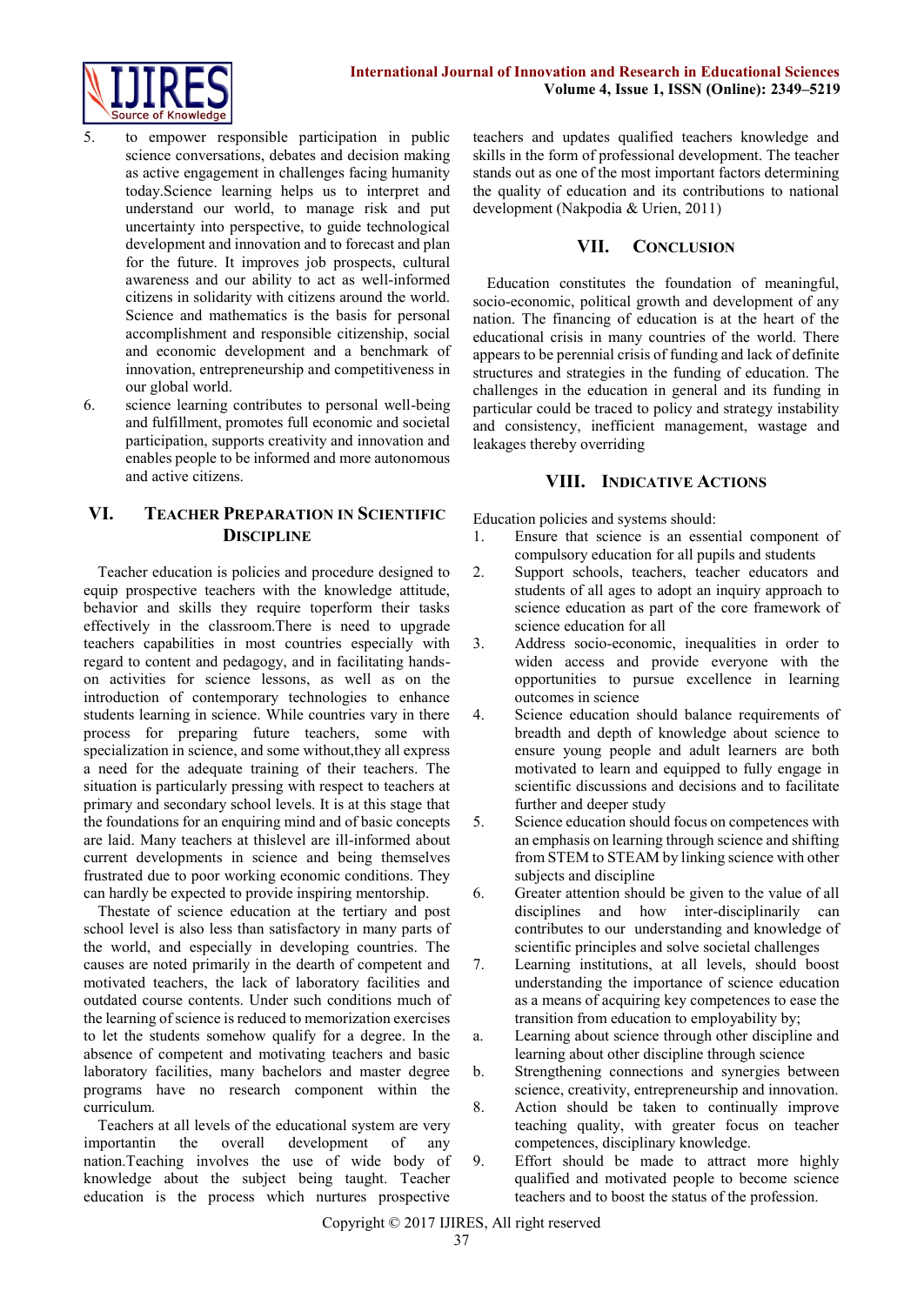5. to empower responsible participation in public science conversations, debates and decision making as active engagement in challenges facing humanity today.Science learning helps us to interpret and understand our world, to manage risk and put uncertainty into perspective, to guide technological development and innovation and to forecast and plan for the future. It improves job prospects, cultural awareness and our ability to act as well-informed citizens in solidarity with citizens around the world. Science and mathematics is the basis for personal accomplishment and responsible citizenship, social and economic development and a benchmark of innovation, entrepreneurship and competitiveness in our global world.
6. science learning contributes to personal well-being and fulfillment, promotes full economic and societal participation, supports creativity and innovation and enables people to be informed and more autonomous and active citizens.

## VI. Teacher Preparation in Scientific Discipline

Teacher education is policies and procedure designed to equip prospective teachers with the knowledge attitude, behavior and skills they require toperform their tasks effectively in the classroom.There is need to upgrade teachers capabilities in most countries especially with regard to content and pedagogy, and in facilitating hands-on activities for science lessons, as well as on the introduction of contemporary technologies to enhance students learning in science. While countries vary in there process for preparing future teachers, some with specialization in science, and some without,they all express a need for the adequate training of their teachers. The situation is particularly pressing with respect to teachers at primary and secondary school levels. It is at this stage that the foundations for an enquiring mind and of basic concepts are laid. Many teachers at thislevel are ill-informed about current developments in science and being themselves frustrated due to poor working economic conditions. They can hardly be expected to provide inspiring mentorship.

Thestate of science education at the tertiary and post school level is also less than satisfactory in many parts of the world, and especially in developing countries. The causes are noted primarily in the dearth of competent and motivated teachers, the lack of laboratory facilities and outdated course contents. Under such conditions much of the learning of science is reduced to memorization exercises to let the students somehow qualify for a degree. In the absence of competent and motivating teachers and basic laboratory facilities, many bachelors and master degree programs have no research component within the curriculum.

Teachers at all levels of the educational system are very importantin the overall development of any nation.Teaching involves the use of wide body of knowledge about the subject being taught. Teacher education is the process which nurtures prospective teachers and updates qualified teachers knowledge and skills in the form of professional development. The teacher stands out as one of the most important factors determining the quality of education and its contributions to national development (Nakpodia & Urien, 2011)

## VII. Conclusion

Education constitutes the foundation of meaningful, socio-economic, political growth and development of any nation. The financing of education is at the heart of the educational crisis in many countries of the world. There appears to be perennial crisis of funding and lack of definite structures and strategies in the funding of education. The challenges in the education in general and its funding in particular could be traced to policy and strategy instability and consistency, inefficient management, wastage and leakages thereby overriding

## VIII. Indicative Actions

Education policies and systems should:

1. Ensure that science is an essential component of compulsory education for all pupils and students
2. Support schools, teachers, teacher educators and students of all ages to adopt an inquiry approach to science education as part of the core framework of science education for all
3. Address socio-economic, inequalities in order to widen access and provide everyone with the opportunities to pursue excellence in learning outcomes in science
4. Science education should balance requirements of breadth and depth of knowledge about science to ensure young people and adult learners are both motivated to learn and equipped to fully engage in scientific discussions and decisions and to facilitate further and deeper study
5. Science education should focus on competences with an emphasis on learning through science and shifting from STEM to STEAM by linking science with other subjects and discipline
6. Greater attention should be given to the value of all disciplines and how inter-disciplinarily can contributes to our understanding and knowledge of scientific principles and solve societal challenges
7. Learning institutions, at all levels, should boost understanding the importance of science education as a means of acquiring key competences to ease the transition from education to employability by;
   a. Learning about science through other discipline and learning about other discipline through science
   b. Strengthening connections and synergies between science, creativity, entrepreneurship and innovation.
8. Action should be taken to continually improve teaching quality, with greater focus on teacher competences, disciplinary knowledge.
9. Effort should be made to attract more highly qualified and motivated people to become science teachers and to boost the status of the profession.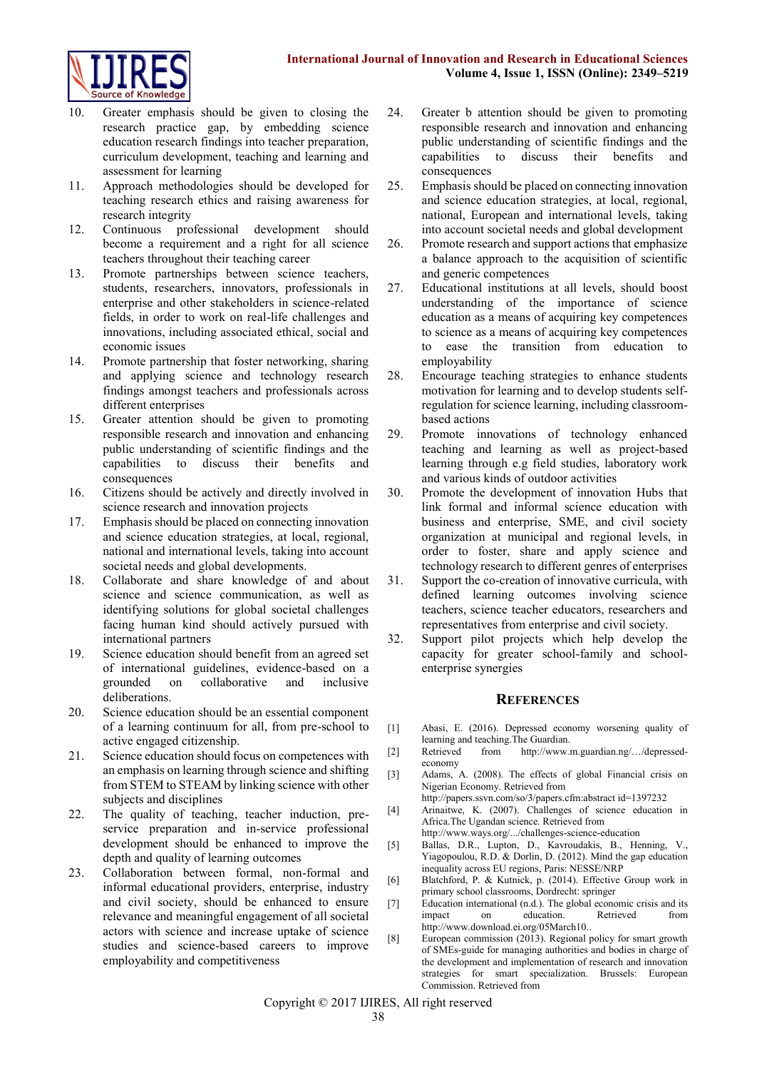10. Greater emphasis should be given to closing the research practice gap, by embedding science education research findings into teacher preparation, curriculum development, teaching and learning and assessment for learning
11. Approach methodologies should be developed for teaching research ethics and raising awareness for research integrity
12. Continuous professional development should become a requirement and a right for all science teachers throughout their teaching career
13. Promote partnerships between science teachers, students, researchers, innovators, professionals in enterprise and other stakeholders in science-related fields, in order to work on real-life challenges and innovations, including associated ethical, social and economic issues
14. Promote partnership that foster networking, sharing and applying science and technology research findings amongst teachers and professionals across different enterprises
15. Greater attention should be given to promoting responsible research and innovation and enhancing public understanding of scientific findings and the capabilities to discuss their benefits and consequences
16. Citizens should be actively and directly involved in science research and innovation projects
17. Emphasis should be placed on connecting innovation and science education strategies, at local, regional, national and international levels, taking into account societal needs and global developments.
18. Collaborate and share knowledge of and about science and science communication, as well as identifying solutions for global societal challenges facing human kind should actively pursued with international partners
19. Science education should benefit from an agreed set of international guidelines, evidence-based on a grounded on collaborative and inclusive deliberations.
20. Science education should be an essential component of a learning continuum for all, from pre-school to active engaged citizenship.
21. Science education should focus on competences with an emphasis on learning through science and shifting from STEM to STEAM by linking science with other subjects and disciplines
22. The quality of teaching, teacher induction, pre-service preparation and in-service professional development should be enhanced to improve the depth and quality of learning outcomes
23. Collaboration between formal, non-formal and informal educational providers, enterprise, industry and civil society, should be enhanced to ensure relevance and meaningful engagement of all societal actors with science and increase uptake of science studies and science-based careers to improve employability and competitiveness
24. Greater b attention should be given to promoting responsible research and innovation and enhancing public understanding of scientific findings and the capabilities to discuss their benefits and consequences
25. Emphasis should be placed on connecting innovation and science education strategies, at local, regional, national, European and international levels, taking into account societal needs and global development
26. Promote research and support actions that emphasize a balance approach to the acquisition of scientific and generic competences
27. Educational institutions at all levels, should boost understanding of the importance of science education as a means of acquiring key competences to science as a means of acquiring key competences to ease the transition from education to employability
28. Encourage teaching strategies to enhance students motivation for learning and to develop students self-regulation for science learning, including classroom-based actions
29. Promote innovations of technology enhanced teaching and learning as well as project-based learning through e.g field studies, laboratory work and various kinds of outdoor activities
30. Promote the development of innovation Hubs that link formal and informal science education with business and enterprise, SME, and civil society organization at municipal and regional levels, in order to foster, share and apply science and technology research to different genres of enterprises
31. Support the co-creation of innovative curricula, with defined learning outcomes involving science teachers, science teacher educators, researchers and representatives from enterprise and civil society.
32. Support pilot projects which help develop the capacity for greater school-family and school-enterprise synergies

## References

[1] Abasi, E. (2016). Depressed economy worsening quality of learning and teaching.The Guardian.

[2] Retrieved from http://www.m.guardian.ng/…/depressed-economy

[3] Adams, A. (2008). The effects of global Financial crisis on Nigerian Economy. Retrieved from http://papers.ssvn.com/so/3/papers.cfm:abstract id=1397232

[4] Arinaitwe, K. (2007). Challenges of science education in Africa.The Ugandan science. Retrieved from http://www.ways.org/.../challenges-science-education

[5] Ballas, D.R., Lupton, D., Kavroudakis, B., Henning, V., Yiagopoulou, R.D. & Dorlin, D. (2012). Mind the gap education inequality across EU regions, Paris: NESSE/NRP

[6] Blatchford, P. & Kutnick, p. (2014). Effective Group work in primary school classrooms, Dordrecht: springer

[7] Education international (n.d.). The global economic crisis and its impact on education. Retrieved from http://www.download.ei.org/05March10..

[8] European commission (2013). Regional policy for smart growth of SMEs-guide for managing authorities and bodies in charge of the development and implementation of research and innovation strategies for smart specialization. Brussels: European Commission. Retrieved from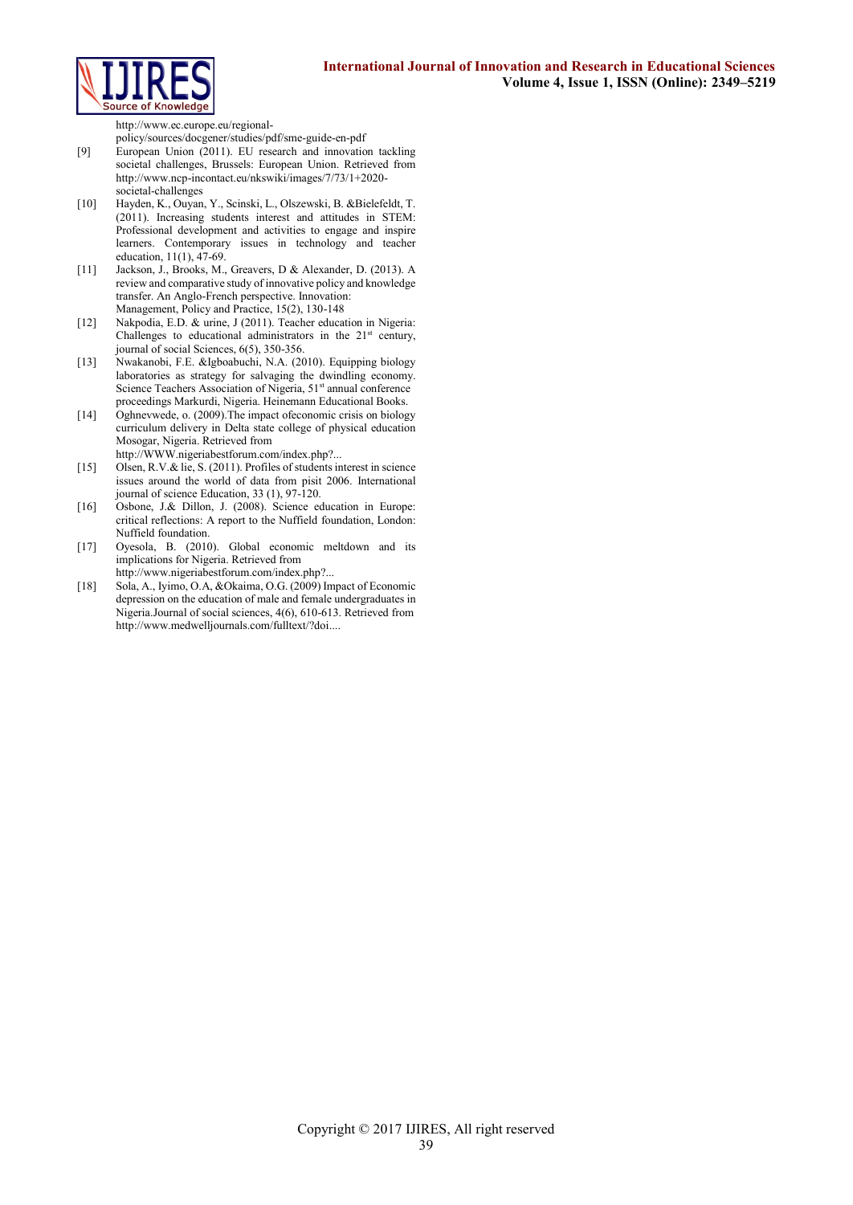http://www.ec.europe.eu/regional-policy/sources/docgener/studies/pdf/sme-guide-en-pdf

[9] European Union (2011). EU research and innovation tackling societal challenges, Brussels: European Union. Retrieved from http://www.ncp-incontact.eu/nkswiki/images/7/73/1+2020-societal-challenges

[10] Hayden, K., Ouyan, Y., Scinski, L., Olszewski, B. &Bielefeldt, T. (2011). Increasing students interest and attitudes in STEM: Professional development and activities to engage and inspire learners. Contemporary issues in technology and teacher education, 11(1), 47-69.

[11] Jackson, J., Brooks, M., Greavers, D & Alexander, D. (2013). A review and comparative study of innovative policy and knowledge transfer. An Anglo-French perspective. Innovation: Management, Policy and Practice, 15(2), 130-148

[12] Nakpodia, E.D. & urine, J (2011). Teacher education in Nigeria: Challenges to educational administrators in the 21st century, journal of social Sciences, 6(5), 350-356.

[13] Nwakanobi, F.E. &Igboabuchi, N.A. (2010). Equipping biology laboratories as strategy for salvaging the dwindling economy. Science Teachers Association of Nigeria, 51st annual conference proceedings Markurdi, Nigeria. Heinemann Educational Books.

[14] Oghnevwede, o. (2009).The impact ofeconomic crisis on biology curriculum delivery in Delta state college of physical education Mosogar, Nigeria. Retrieved from http://WWW.nigeriabestforum.com/index.php?...

[15] Olsen, R.V.& lie, S. (2011). Profiles of students interest in science issues around the world of data from pisit 2006. International journal of science Education, 33 (1), 97-120.

[16] Osbone, J.& Dillon, J. (2008). Science education in Europe: critical reflections: A report to the Nuffield foundation, London: Nuffield foundation.

[17] Oyesola, B. (2010). Global economic meltdown and its implications for Nigeria. Retrieved from http://www.nigeriabestforum.com/index.php?...

[18] Sola, A., Iyimo, O.A, &Okaima, O.G. (2009) Impact of Economic depression on the education of male and female undergraduates in Nigeria.Journal of social sciences, 4(6), 610-613. Retrieved from http://www.medwelljournals.com/fulltext/?doi....